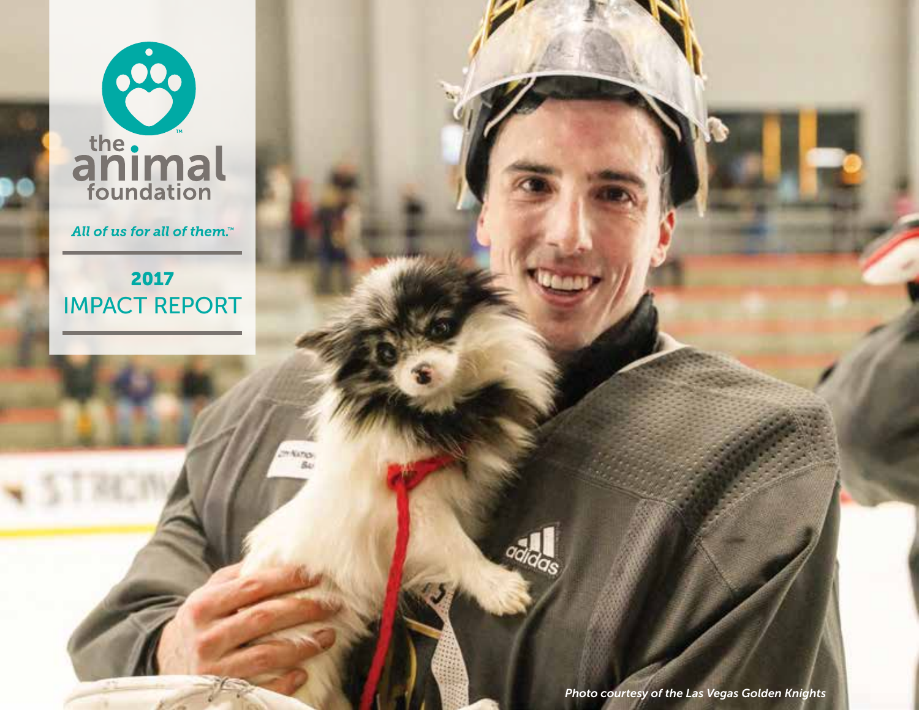# the animal foundation™

*All of us for all of them.™*

## 2017
## IMPACT REPORT

*Photo courtesy of the Las Vegas Golden Knights*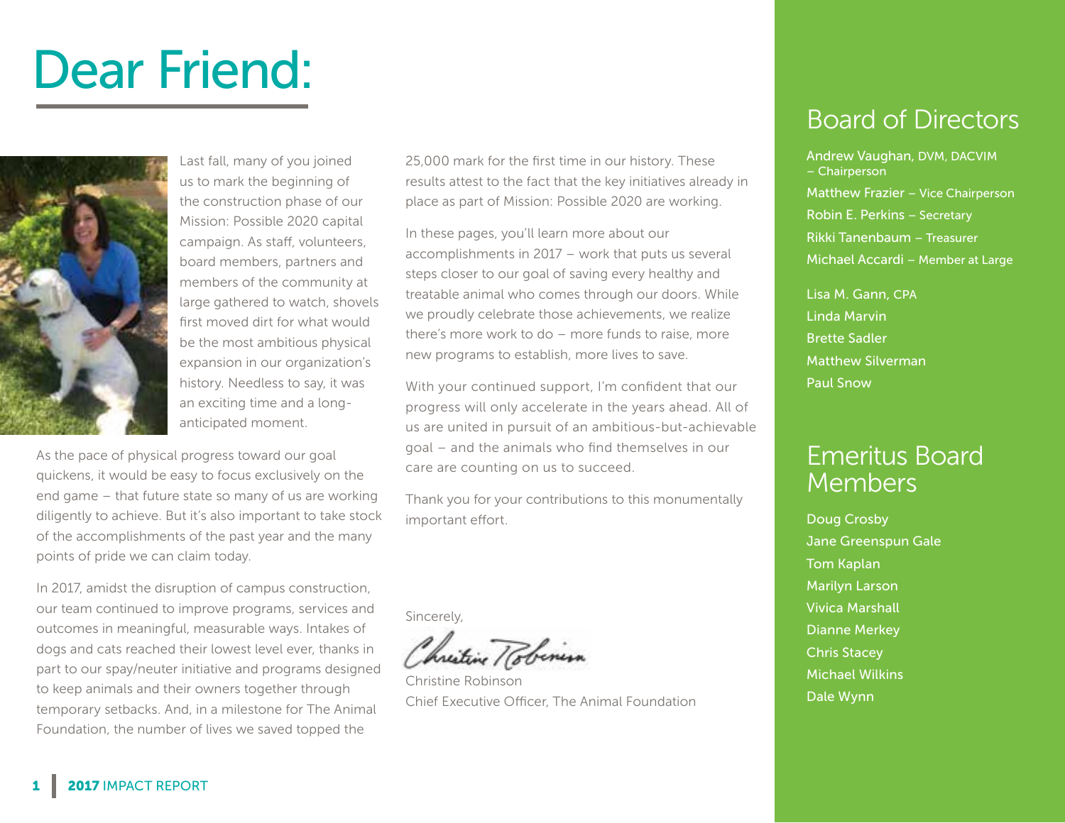# Dear Friend:

Last fall, many of you joined us to mark the beginning of the construction phase of our Mission: Possible 2020 capital campaign. As staff, volunteers, board members, partners and members of the community at large gathered to watch, shovels first moved dirt for what would be the most ambitious physical expansion in our organization's history. Needless to say, it was an exciting time and a long-anticipated moment.

As the pace of physical progress toward our goal quickens, it would be easy to focus exclusively on the end game – that future state so many of us are working diligently to achieve. But it's also important to take stock of the accomplishments of the past year and the many points of pride we can claim today.

In 2017, amidst the disruption of campus construction, our team continued to improve programs, services and outcomes in meaningful, measurable ways. Intakes of dogs and cats reached their lowest level ever, thanks in part to our spay/neuter initiative and programs designed to keep animals and their owners together through temporary setbacks. And, in a milestone for The Animal Foundation, the number of lives we saved topped the 25,000 mark for the first time in our history. These results attest to the fact that the key initiatives already in place as part of Mission: Possible 2020 are working.

In these pages, you'll learn more about our accomplishments in 2017 – work that puts us several steps closer to our goal of saving every healthy and treatable animal who comes through our doors. While we proudly celebrate those achievements, we realize there's more work to do – more funds to raise, more new programs to establish, more lives to save.

With your continued support, I'm confident that our progress will only accelerate in the years ahead. All of us are united in pursuit of an ambitious-but-achievable goal – and the animals who find themselves in our care are counting on us to succeed.

Thank you for your contributions to this monumentally important effort.

Sincerely,

Christine Robinson
Chief Executive Officer, The Animal Foundation

## Board of Directors

Andrew Vaughan, DVM, DACVIM – Chairperson
Matthew Frazier – Vice Chairperson
Robin E. Perkins – Secretary
Rikki Tanenbaum – Treasurer
Michael Accardi – Member at Large

Lisa M. Gann, CPA
Linda Marvin
Brette Sadler
Matthew Silverman
Paul Snow

## Emeritus Board Members

Doug Crosby
Jane Greenspun Gale
Tom Kaplan
Marilyn Larson
Vivica Marshall
Dianne Merkey
Chris Stacey
Michael Wilkins
Dale Wynn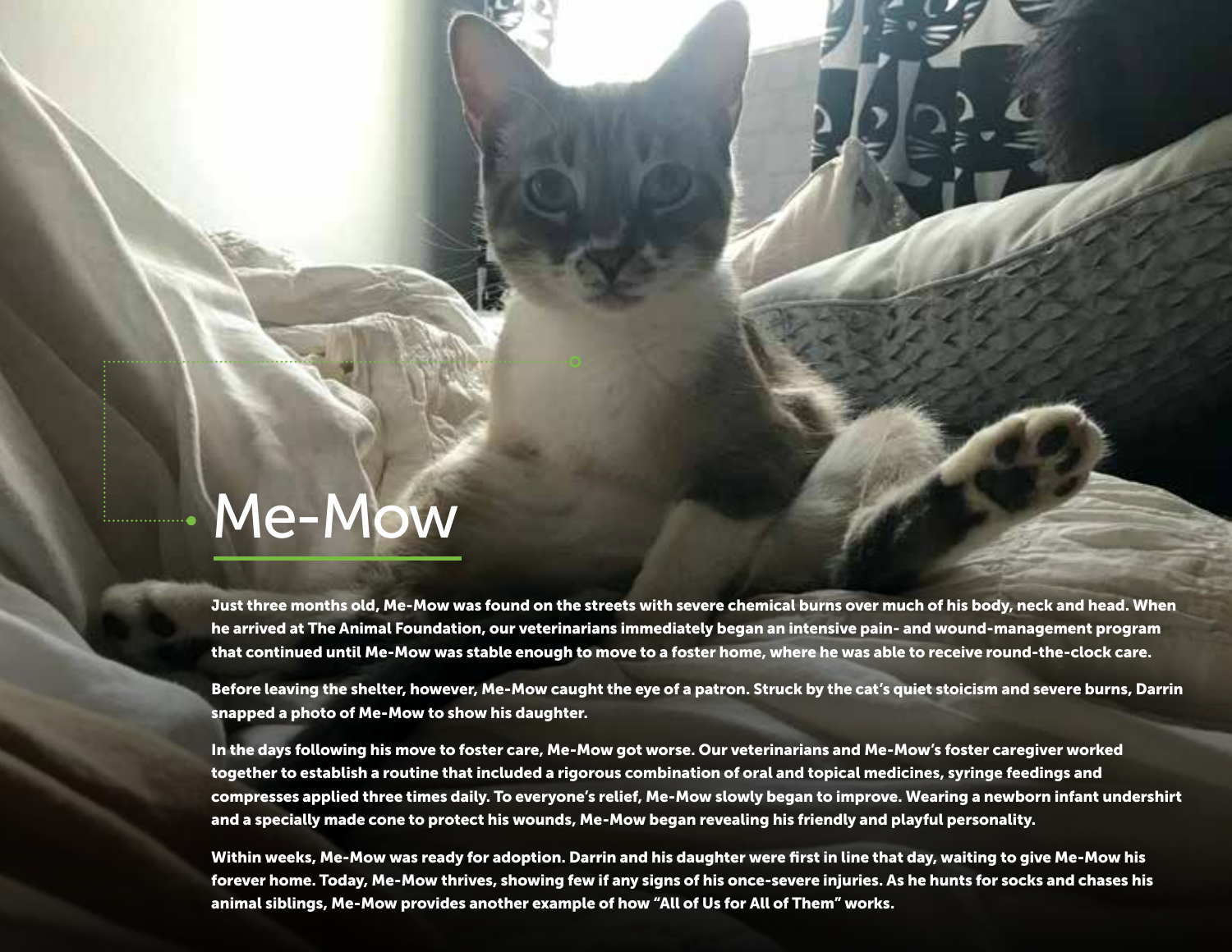# Me-Mow

Just three months old, Me-Mow was found on the streets with severe chemical burns over much of his body, neck and head. When he arrived at The Animal Foundation, our veterinarians immediately began an intensive pain- and wound-management program that continued until Me-Mow was stable enough to move to a foster home, where he was able to receive round-the-clock care.

Before leaving the shelter, however, Me-Mow caught the eye of a patron. Struck by the cat's quiet stoicism and severe burns, Darrin snapped a photo of Me-Mow to show his daughter.

In the days following his move to foster care, Me-Mow got worse. Our veterinarians and Me-Mow's foster caregiver worked together to establish a routine that included a rigorous combination of oral and topical medicines, syringe feedings and compresses applied three times daily. To everyone's relief, Me-Mow slowly began to improve. Wearing a newborn infant undershirt and a specially made cone to protect his wounds, Me-Mow began revealing his friendly and playful personality.

Within weeks, Me-Mow was ready for adoption. Darrin and his daughter were first in line that day, waiting to give Me-Mow his forever home. Today, Me-Mow thrives, showing few if any signs of his once-severe injuries. As he hunts for socks and chases his animal siblings, Me-Mow provides another example of how "All of Us for All of Them" works.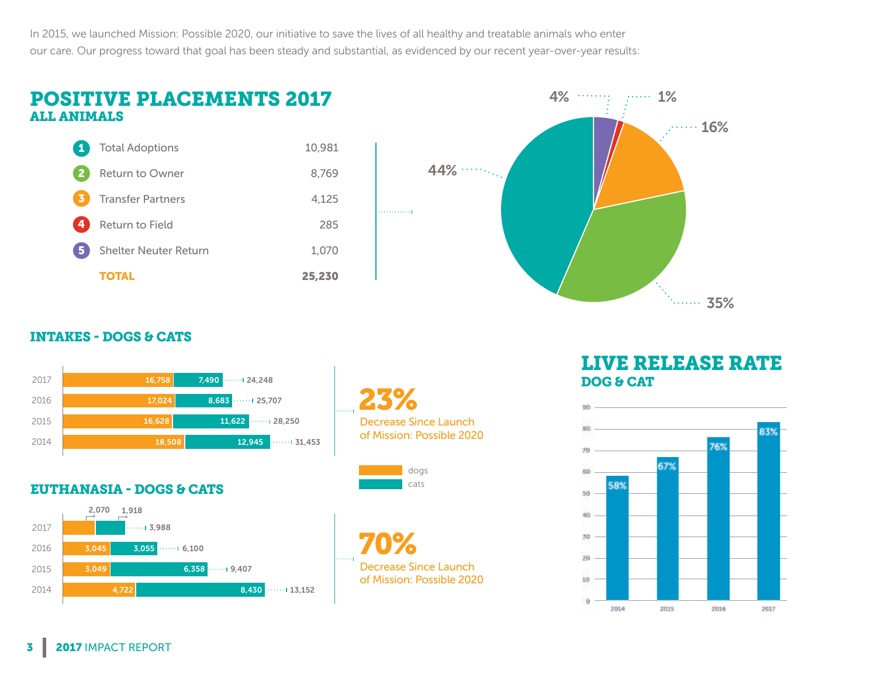In 2015, we launched Mission: Possible 2020, our initiative to save the lives of all healthy and treatable animals who enter our care. Our progress toward that goal has been steady and substantial, as evidenced by our recent year-over-year results:

## POSITIVE PLACEMENTS 2017
### ALL ANIMALS

| | Placement | Count | Share |
|---|---|---|---|
| 1 | Total Adoptions | 10,981 | 44% |
| 2 | Return to Owner | 8,769 | 35% |
| 3 | Transfer Partners | 4,125 | 16% |
| 4 | Return to Field | 285 | 1% |
| 5 | Shelter Neuter Return | 1,070 | 4% |
| | **TOTAL** | **25,230** | |

## INTAKES - DOGS & CATS

| Year | Dogs | Cats | Total |
|---|---|---|---|
| 2017 | 16,758 | 7,490 | 24,248 |
| 2016 | 17,024 | 8,683 | 25,707 |
| 2015 | 16,628 | 11,622 | 28,250 |
| 2014 | 18,508 | 12,945 | 31,453 |

**23%** Decrease Since Launch of Mission: Possible 2020

## EUTHANASIA - DOGS & CATS

| Year | Dogs | Cats | Total |
|---|---|---|---|
| 2017 | 2,070 | 1,918 | 3,988 |
| 2016 | 3,045 | 3,055 | 6,100 |
| 2015 | 3,049 | 6,358 | 9,407 |
| 2014 | 4,722 | 8,430 | 13,152 |

**70%** Decrease Since Launch of Mission: Possible 2020

## LIVE RELEASE RATE
### DOG & CAT

| Year | Live Release Rate |
|---|---|
| 2014 | 58% |
| 2015 | 67% |
| 2016 | 76% |
| 2017 | 83% |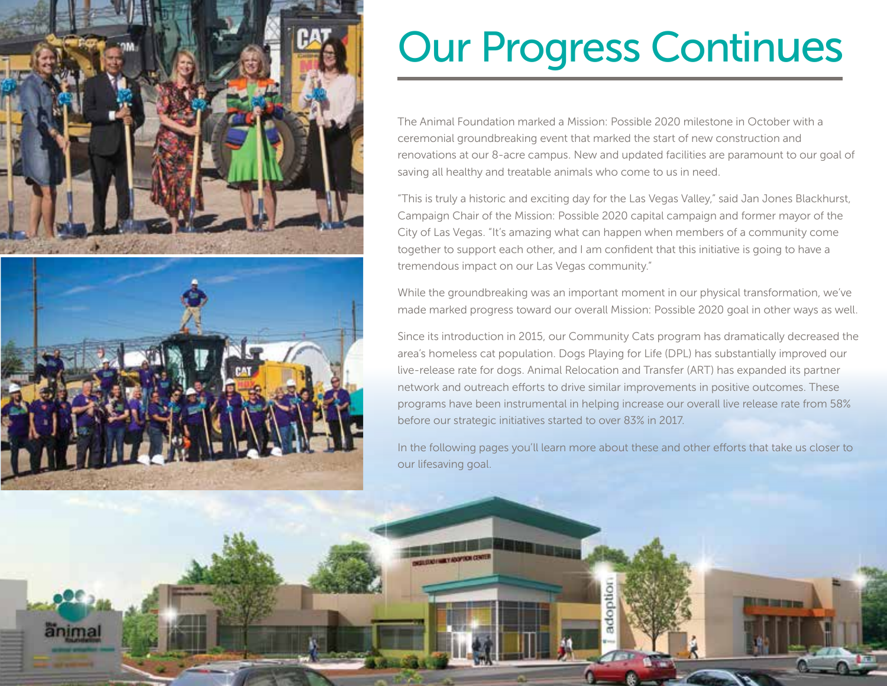# Our Progress Continues

The Animal Foundation marked a Mission: Possible 2020 milestone in October with a ceremonial groundbreaking event that marked the start of new construction and renovations at our 8-acre campus. New and updated facilities are paramount to our goal of saving all healthy and treatable animals who come to us in need.

"This is truly a historic and exciting day for the Las Vegas Valley," said Jan Jones Blackhurst, Campaign Chair of the Mission: Possible 2020 capital campaign and former mayor of the City of Las Vegas. "It's amazing what can happen when members of a community come together to support each other, and I am confident that this initiative is going to have a tremendous impact on our Las Vegas community."

While the groundbreaking was an important moment in our physical transformation, we've made marked progress toward our overall Mission: Possible 2020 goal in other ways as well.

Since its introduction in 2015, our Community Cats program has dramatically decreased the area's homeless cat population. Dogs Playing for Life (DPL) has substantially improved our live-release rate for dogs. Animal Relocation and Transfer (ART) has expanded its partner network and outreach efforts to drive similar improvements in positive outcomes. These programs have been instrumental in helping increase our overall live release rate from 58% before our strategic initiatives started to over 83% in 2017.

In the following pages you'll learn more about these and other efforts that take us closer to our lifesaving goal.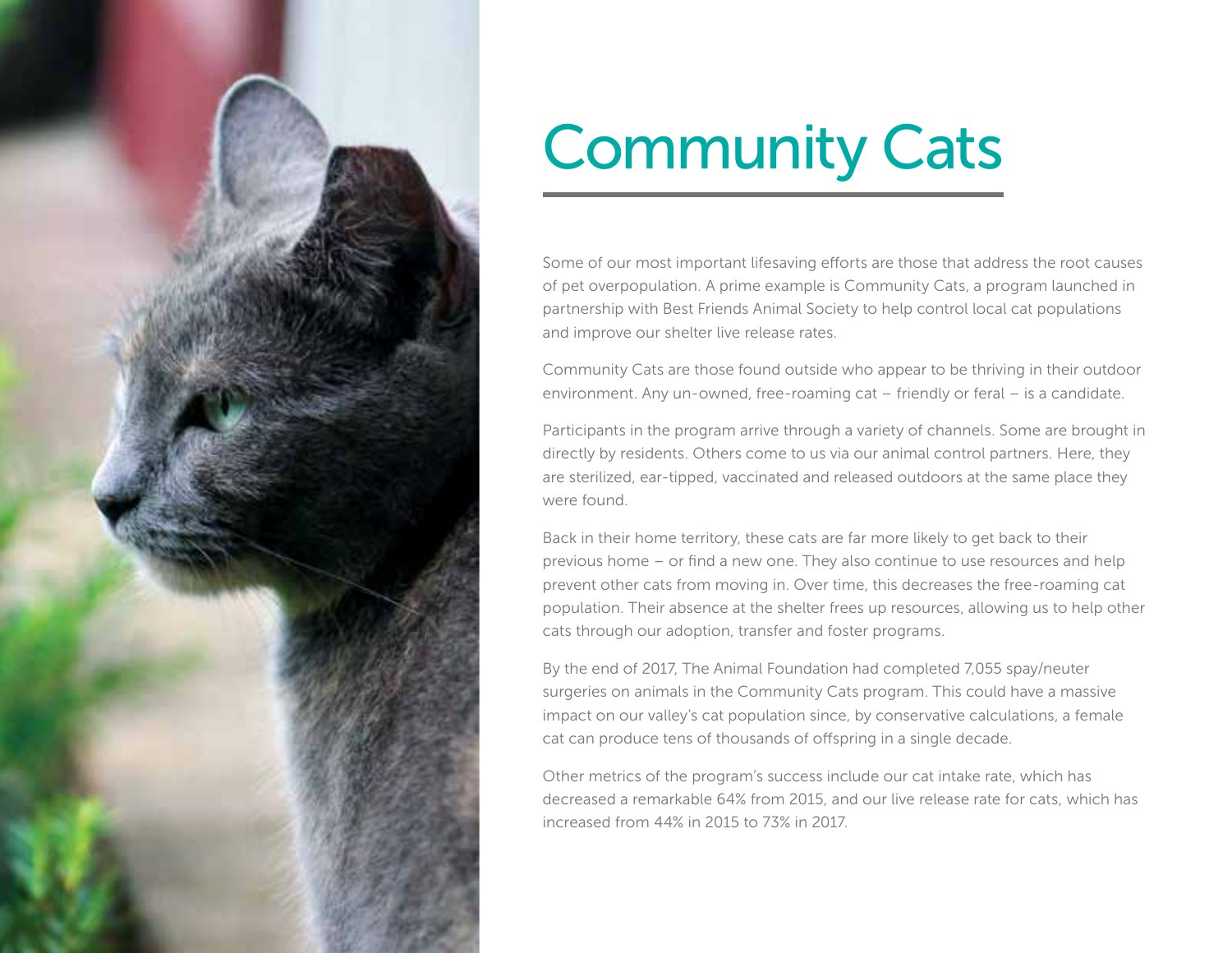# Community Cats

Some of our most important lifesaving efforts are those that address the root causes of pet overpopulation. A prime example is Community Cats, a program launched in partnership with Best Friends Animal Society to help control local cat populations and improve our shelter live release rates.

Community Cats are those found outside who appear to be thriving in their outdoor environment. Any un-owned, free-roaming cat – friendly or feral – is a candidate.

Participants in the program arrive through a variety of channels. Some are brought in directly by residents. Others come to us via our animal control partners. Here, they are sterilized, ear-tipped, vaccinated and released outdoors at the same place they were found.

Back in their home territory, these cats are far more likely to get back to their previous home – or find a new one. They also continue to use resources and help prevent other cats from moving in. Over time, this decreases the free-roaming cat population. Their absence at the shelter frees up resources, allowing us to help other cats through our adoption, transfer and foster programs.

By the end of 2017, The Animal Foundation had completed 7,055 spay/neuter surgeries on animals in the Community Cats program. This could have a massive impact on our valley's cat population since, by conservative calculations, a female cat can produce tens of thousands of offspring in a single decade.

Other metrics of the program's success include our cat intake rate, which has decreased a remarkable 64% from 2015, and our live release rate for cats, which has increased from 44% in 2015 to 73% in 2017.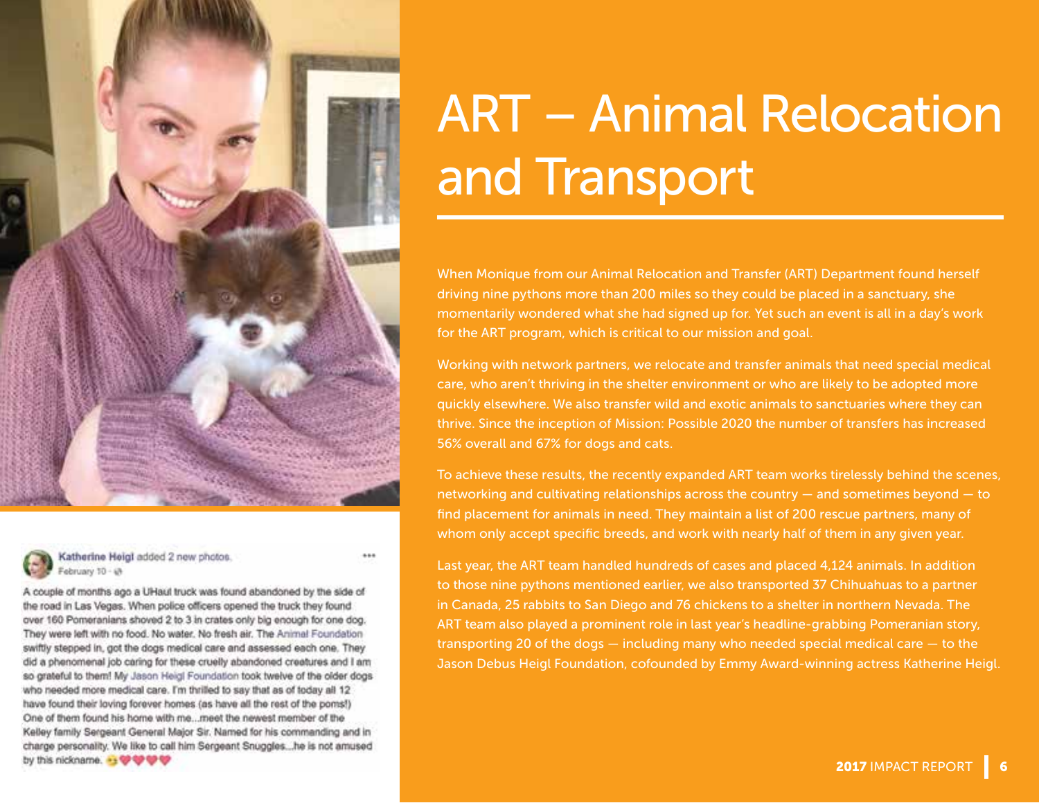# ART – Animal Relocation and Transport

When Monique from our Animal Relocation and Transfer (ART) Department found herself driving nine pythons more than 200 miles so they could be placed in a sanctuary, she momentarily wondered what she had signed up for. Yet such an event is all in a day's work for the ART program, which is critical to our mission and goal.

Working with network partners, we relocate and transfer animals that need special medical care, who aren't thriving in the shelter environment or who are likely to be adopted more quickly elsewhere. We also transfer wild and exotic animals to sanctuaries where they can thrive. Since the inception of Mission: Possible 2020 the number of transfers has increased 56% overall and 67% for dogs and cats.

To achieve these results, the recently expanded ART team works tirelessly behind the scenes, networking and cultivating relationships across the country — and sometimes beyond — to find placement for animals in need. They maintain a list of 200 rescue partners, many of whom only accept specific breeds, and work with nearly half of them in any given year.

Last year, the ART team handled hundreds of cases and placed 4,124 animals. In addition to those nine pythons mentioned earlier, we also transported 37 Chihuahuas to a partner in Canada, 25 rabbits to San Diego and 76 chickens to a shelter in northern Nevada. The ART team also played a prominent role in last year's headline-grabbing Pomeranian story, transporting 20 of the dogs — including many who needed special medical care — to the Jason Debus Heigl Foundation, cofounded by Emmy Award-winning actress Katherine Heigl.

**Katherine Heigl** added 2 new photos.
February 10

A couple of months ago a UHaul truck was found abandoned by the side of the road in Las Vegas. When police officers opened the truck they found over 160 Pomeranians shoved 2 to 3 in crates only big enough for one dog. They were left with no food. No water. No fresh air. The Animal Foundation swiftly stepped in, got the dogs medical care and assessed each one. They did a phenomenal job caring for these cruelly abandoned creatures and I am so grateful to them! My Jason Heigl Foundation took twelve of the older dogs who needed more medical care. I'm thrilled to say that as of today all 12 have found their loving forever homes (as have all the rest of the poms!) One of them found his home with me...meet the newest member of the Kelley family Sergeant General Major Sir. Named for his commanding and in charge personality. We like to call him Sergeant Snuggles...he is not amused by this nickname. 😘❤️❤️❤️❤️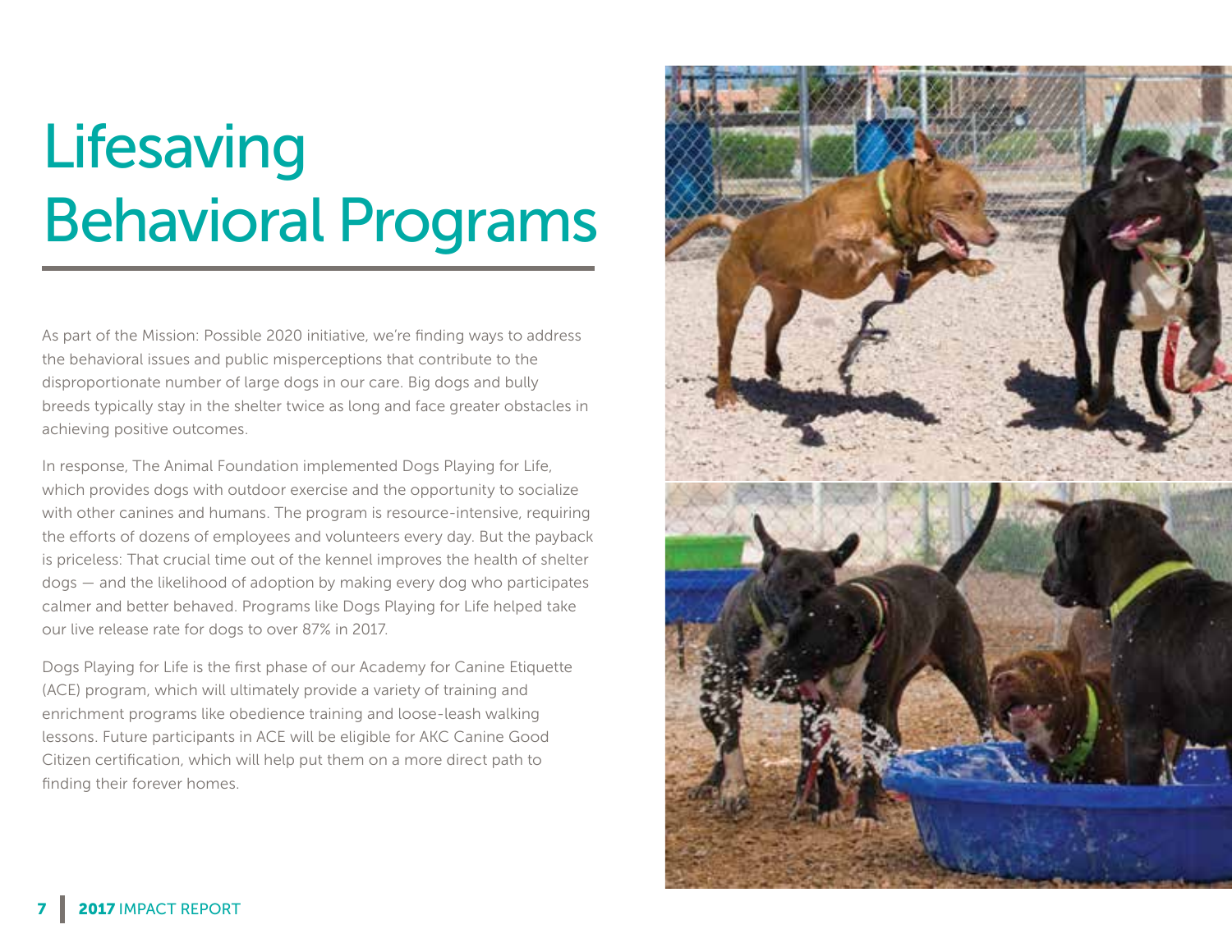# Lifesaving Behavioral Programs

As part of the Mission: Possible 2020 initiative, we're finding ways to address the behavioral issues and public misperceptions that contribute to the disproportionate number of large dogs in our care. Big dogs and bully breeds typically stay in the shelter twice as long and face greater obstacles in achieving positive outcomes.

In response, The Animal Foundation implemented Dogs Playing for Life, which provides dogs with outdoor exercise and the opportunity to socialize with other canines and humans. The program is resource-intensive, requiring the efforts of dozens of employees and volunteers every day. But the payback is priceless: That crucial time out of the kennel improves the health of shelter dogs — and the likelihood of adoption by making every dog who participates calmer and better behaved. Programs like Dogs Playing for Life helped take our live release rate for dogs to over 87% in 2017.

Dogs Playing for Life is the first phase of our Academy for Canine Etiquette (ACE) program, which will ultimately provide a variety of training and enrichment programs like obedience training and loose-leash walking lessons. Future participants in ACE will be eligible for AKC Canine Good Citizen certification, which will help put them on a more direct path to finding their forever homes.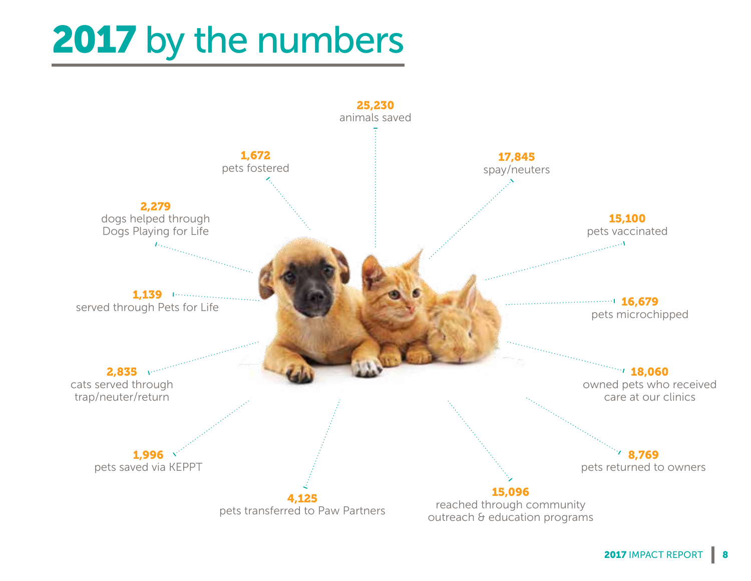# 2017 by the numbers

**25,230**
animals saved

**1,672**
pets fostered

**17,845**
spay/neuters

**2,279**
dogs helped through Dogs Playing for Life

**15,100**
pets vaccinated

**1,139**
served through Pets for Life

**16,679**
pets microchipped

**2,835**
cats served through trap/neuter/return

**18,060**
owned pets who received care at our clinics

**1,996**
pets saved via KEPPT

**8,769**
pets returned to owners

**4,125**
pets transferred to Paw Partners

**15,096**
reached through community outreach & education programs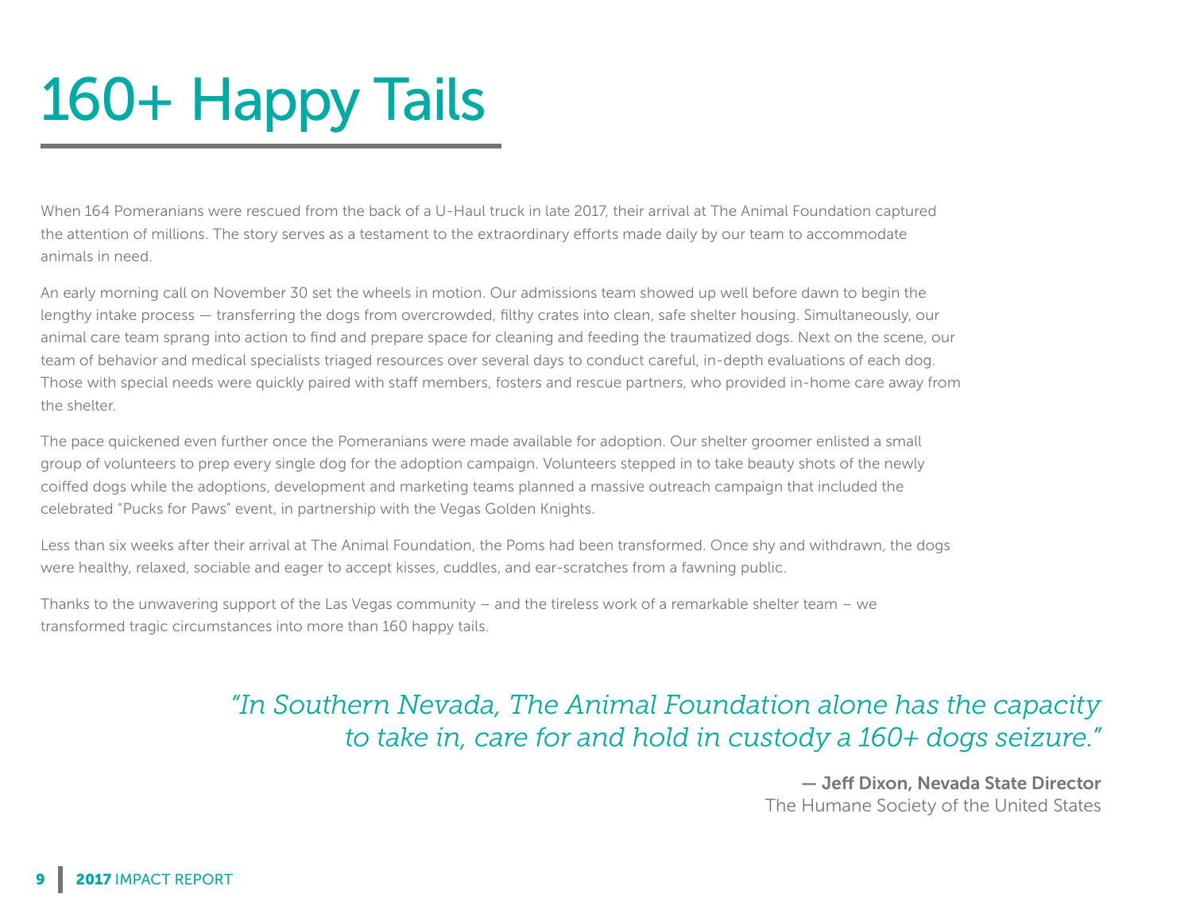# 160+ Happy Tails

When 164 Pomeranians were rescued from the back of a U-Haul truck in late 2017, their arrival at The Animal Foundation captured the attention of millions. The story serves as a testament to the extraordinary efforts made daily by our team to accommodate animals in need.

An early morning call on November 30 set the wheels in motion. Our admissions team showed up well before dawn to begin the lengthy intake process — transferring the dogs from overcrowded, filthy crates into clean, safe shelter housing. Simultaneously, our animal care team sprang into action to find and prepare space for cleaning and feeding the traumatized dogs. Next on the scene, our team of behavior and medical specialists triaged resources over several days to conduct careful, in-depth evaluations of each dog. Those with special needs were quickly paired with staff members, fosters and rescue partners, who provided in-home care away from the shelter.

The pace quickened even further once the Pomeranians were made available for adoption. Our shelter groomer enlisted a small group of volunteers to prep every single dog for the adoption campaign. Volunteers stepped in to take beauty shots of the newly coiffed dogs while the adoptions, development and marketing teams planned a massive outreach campaign that included the celebrated "Pucks for Paws" event, in partnership with the Vegas Golden Knights.

Less than six weeks after their arrival at The Animal Foundation, the Poms had been transformed. Once shy and withdrawn, the dogs were healthy, relaxed, sociable and eager to accept kisses, cuddles, and ear-scratches from a fawning public.

Thanks to the unwavering support of the Las Vegas community – and the tireless work of a remarkable shelter team – we transformed tragic circumstances into more than 160 happy tails.

> *"In Southern Nevada, The Animal Foundation alone has the capacity to take in, care for and hold in custody a 160+ dogs seizure."*
>
> **— Jeff Dixon, Nevada State Director**
> The Humane Society of the United States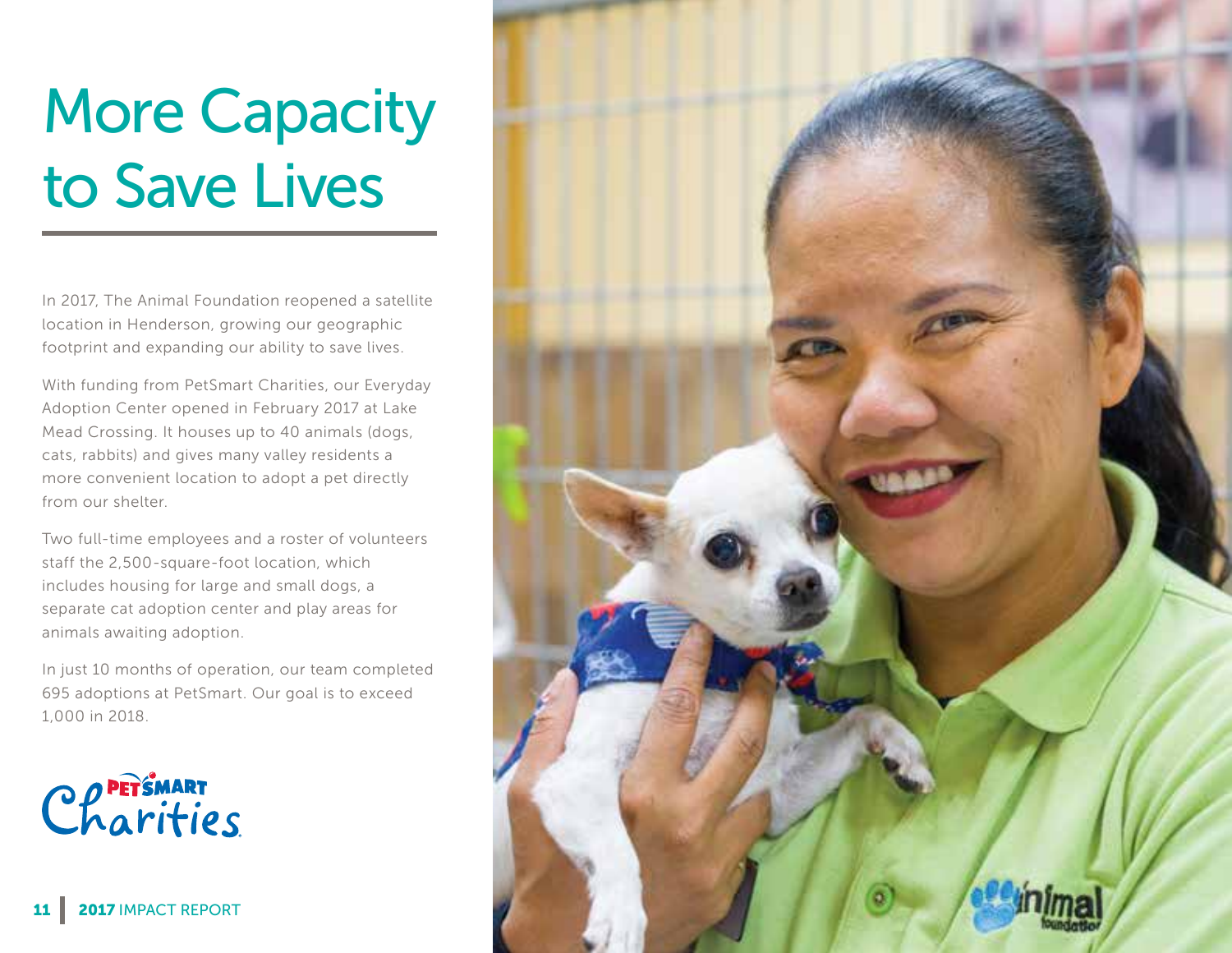# More Capacity to Save Lives

In 2017, The Animal Foundation reopened a satellite location in Henderson, growing our geographic footprint and expanding our ability to save lives.

With funding from PetSmart Charities, our Everyday Adoption Center opened in February 2017 at Lake Mead Crossing. It houses up to 40 animals (dogs, cats, rabbits) and gives many valley residents a more convenient location to adopt a pet directly from our shelter.

Two full-time employees and a roster of volunteers staff the 2,500-square-foot location, which includes housing for large and small dogs, a separate cat adoption center and play areas for animals awaiting adoption.

In just 10 months of operation, our team completed 695 adoptions at PetSmart. Our goal is to exceed 1,000 in 2018.

PetSmart Charities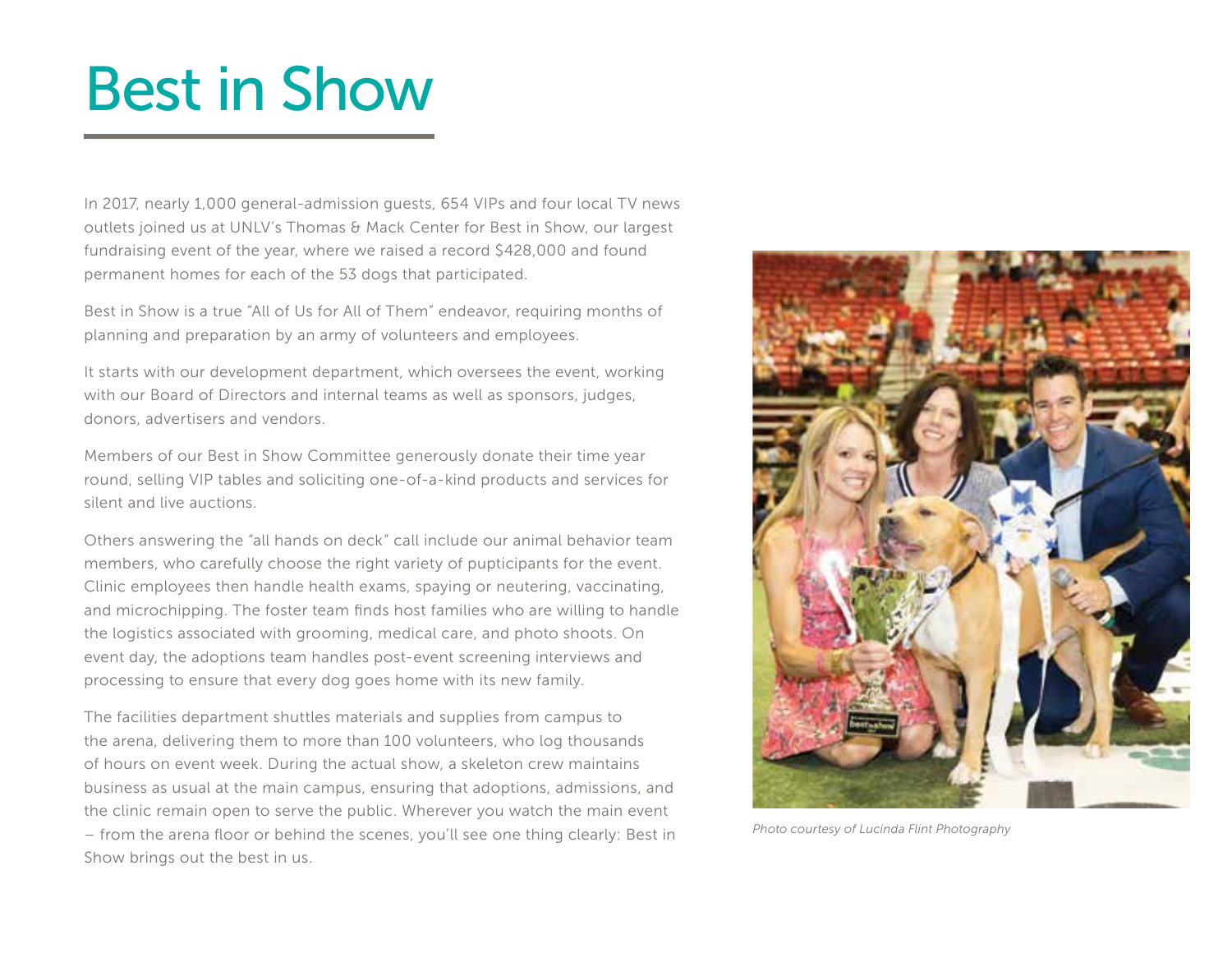# Best in Show

In 2017, nearly 1,000 general-admission guests, 654 VIPs and four local TV news outlets joined us at UNLV's Thomas & Mack Center for Best in Show, our largest fundraising event of the year, where we raised a record $428,000 and found permanent homes for each of the 53 dogs that participated.

Best in Show is a true "All of Us for All of Them" endeavor, requiring months of planning and preparation by an army of volunteers and employees.

It starts with our development department, which oversees the event, working with our Board of Directors and internal teams as well as sponsors, judges, donors, advertisers and vendors.

Members of our Best in Show Committee generously donate their time year round, selling VIP tables and soliciting one-of-a-kind products and services for silent and live auctions.

Others answering the "all hands on deck" call include our animal behavior team members, who carefully choose the right variety of pupticipants for the event. Clinic employees then handle health exams, spaying or neutering, vaccinating, and microchipping. The foster team finds host families who are willing to handle the logistics associated with grooming, medical care, and photo shoots. On event day, the adoptions team handles post-event screening interviews and processing to ensure that every dog goes home with its new family.

The facilities department shuttles materials and supplies from campus to the arena, delivering them to more than 100 volunteers, who log thousands of hours on event week. During the actual show, a skeleton crew maintains business as usual at the main campus, ensuring that adoptions, admissions, and the clinic remain open to serve the public. Wherever you watch the main event – from the arena floor or behind the scenes, you'll see one thing clearly: Best in Show brings out the best in us.

*Photo courtesy of Lucinda Flint Photography*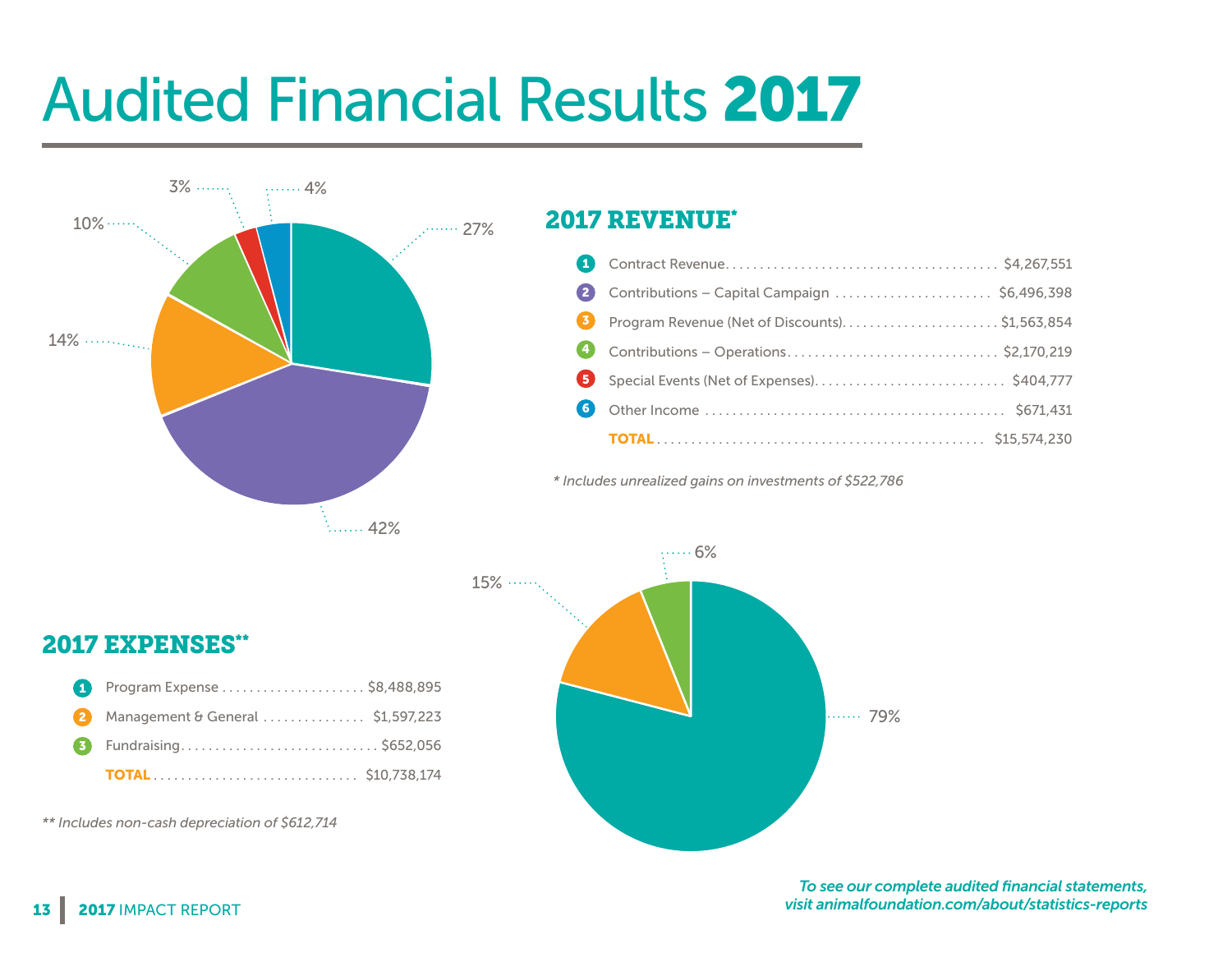# Audited Financial Results 2017

## 2017 REVENUE*

| | Category | Amount |
|---|---|---|
| 1 | Contract Revenue | $4,267,551 |
| 2 | Contributions – Capital Campaign | $6,496,398 |
| 3 | Program Revenue (Net of Discounts) | $1,563,854 |
| 4 | Contributions – Operations | $2,170,219 |
| 5 | Special Events (Net of Expenses) | $404,777 |
| 6 | Other Income | $671,431 |
| | **TOTAL** | $15,574,230 |

*\* Includes unrealized gains on investments of $522,786*

Revenue chart: 27%, 42%, 14%, 10%, 3%, 4%

## 2017 EXPENSES**

| | Category | Amount |
|---|---|---|
| 1 | Program Expense | $8,488,895 |
| 2 | Management & General | $1,597,223 |
| 3 | Fundraising | $652,056 |
| | **TOTAL** | $10,738,174 |

*\*\* Includes non-cash depreciation of $612,714*

Expenses chart: 79%, 15%, 6%

*To see our complete audited financial statements, visit animalfoundation.com/about/statistics-reports*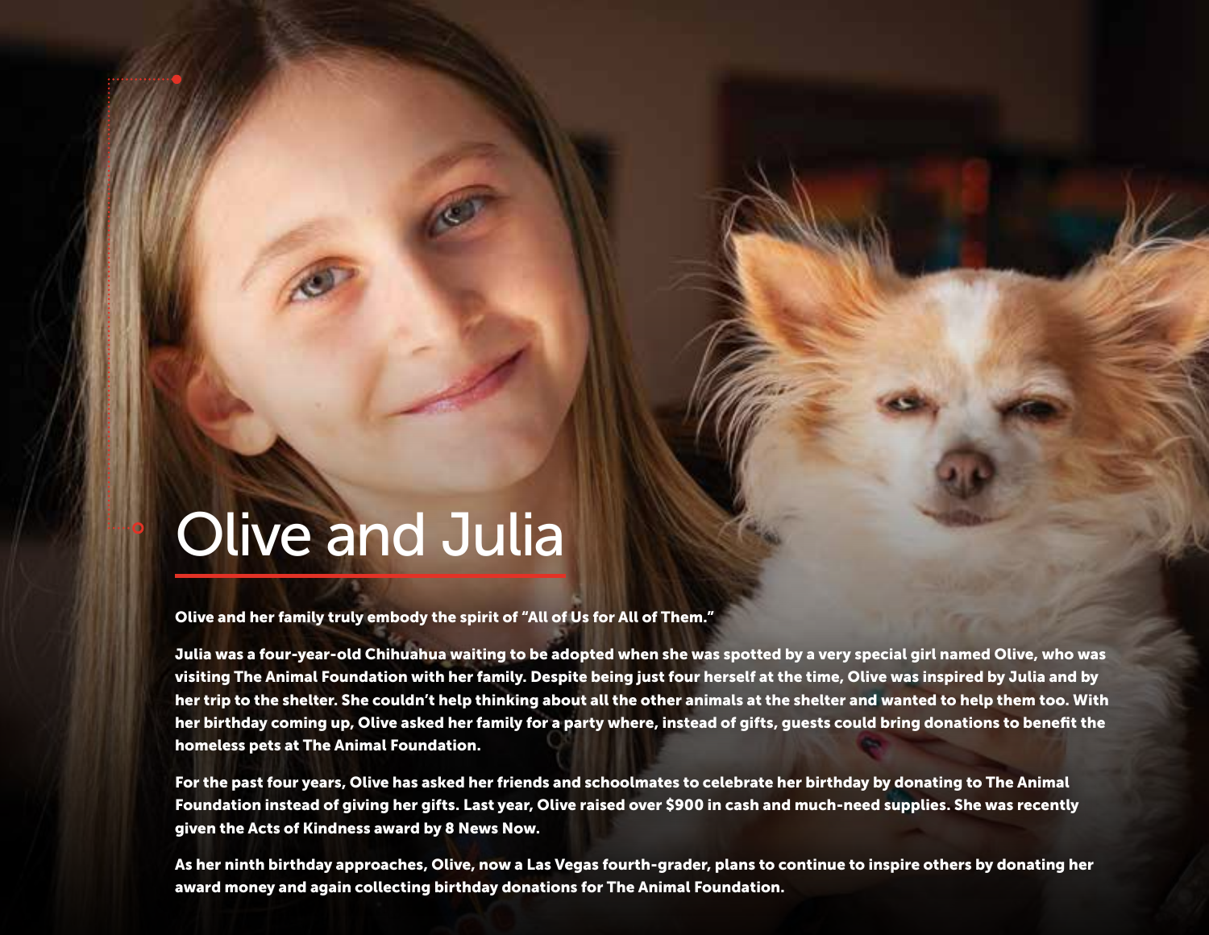# Olive and Julia

**Olive and her family truly embody the spirit of "All of Us for All of Them."**

**Julia was a four-year-old Chihuahua waiting to be adopted when she was spotted by a very special girl named Olive, who was visiting The Animal Foundation with her family. Despite being just four herself at the time, Olive was inspired by Julia and by her trip to the shelter. She couldn't help thinking about all the other animals at the shelter and wanted to help them too. With her birthday coming up, Olive asked her family for a party where, instead of gifts, guests could bring donations to benefit the homeless pets at The Animal Foundation.**

**For the past four years, Olive has asked her friends and schoolmates to celebrate her birthday by donating to The Animal Foundation instead of giving her gifts. Last year, Olive raised over $900 in cash and much-need supplies. She was recently given the Acts of Kindness award by 8 News Now.**

**As her ninth birthday approaches, Olive, now a Las Vegas fourth-grader, plans to continue to inspire others by donating her award money and again collecting birthday donations for The Animal Foundation.**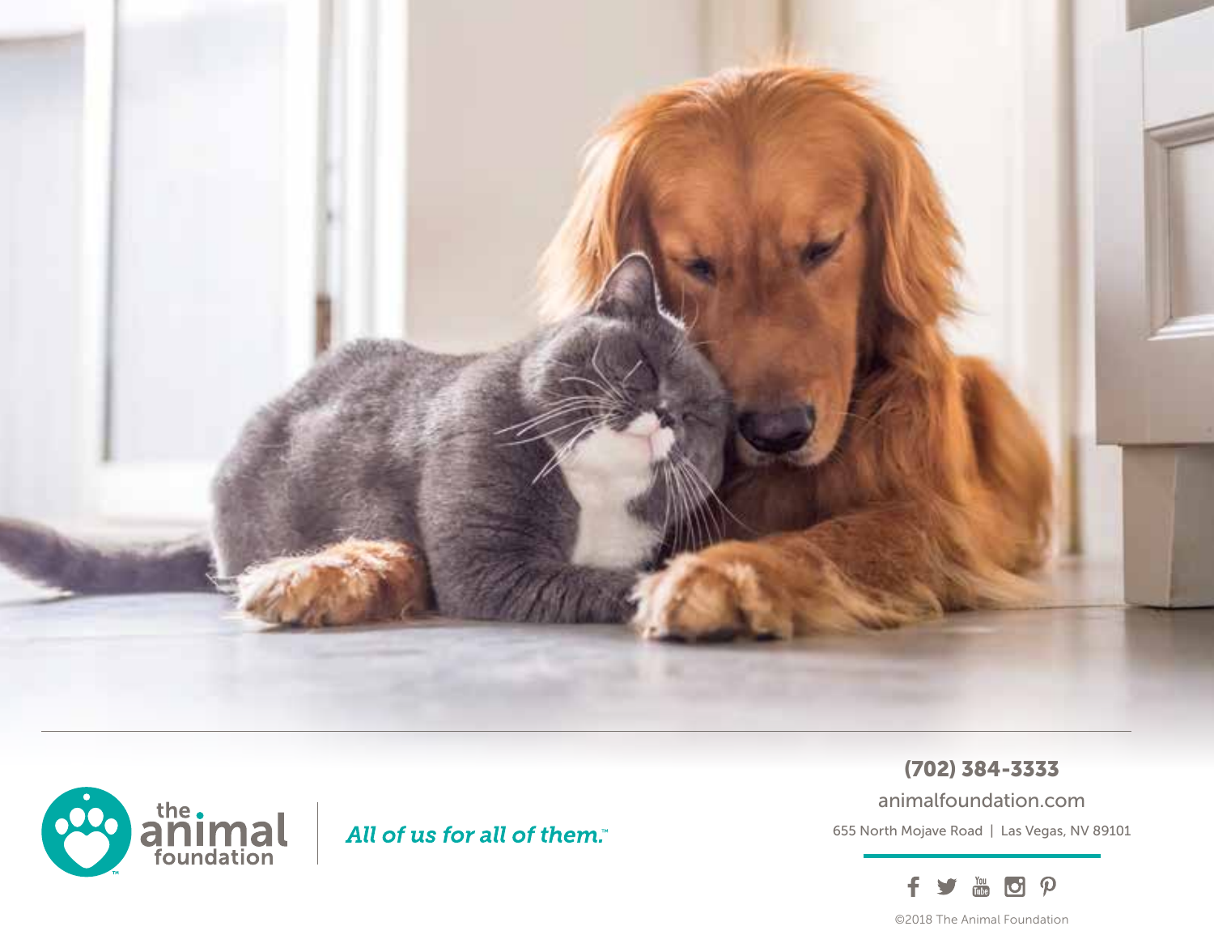the animal foundation

*All of us for all of them.*™

**(702) 384-3333**

animalfoundation.com

655 North Mojave Road | Las Vegas, NV 89101

©2018 The Animal Foundation